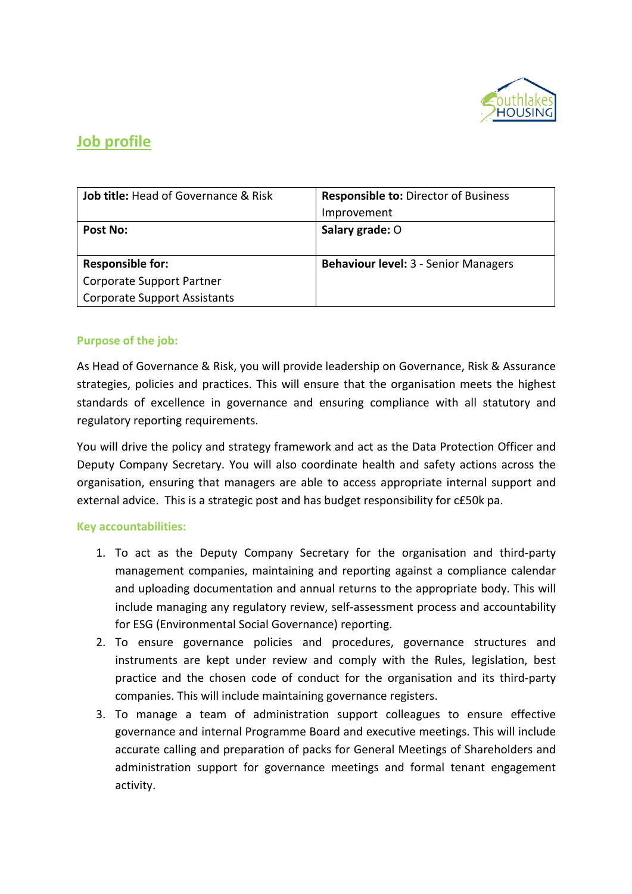# Job profile

| Job title: Head of Governance & Risk | Responsible to: Director of Business Improvement |
|---|---|
| **Post No:** | **Salary grade:** O |
| **Responsible for:**<br>Corporate Support Partner<br>Corporate Support Assistants | **Behaviour level:** 3 - Senior Managers |

## Purpose of the job:

As Head of Governance & Risk, you will provide leadership on Governance, Risk & Assurance strategies, policies and practices. This will ensure that the organisation meets the highest standards of excellence in governance and ensuring compliance with all statutory and regulatory reporting requirements.

You will drive the policy and strategy framework and act as the Data Protection Officer and Deputy Company Secretary. You will also coordinate health and safety actions across the organisation, ensuring that managers are able to access appropriate internal support and external advice. This is a strategic post and has budget responsibility for c£50k pa.

## Key accountabilities:

1. To act as the Deputy Company Secretary for the organisation and third-party management companies, maintaining and reporting against a compliance calendar and uploading documentation and annual returns to the appropriate body. This will include managing any regulatory review, self-assessment process and accountability for ESG (Environmental Social Governance) reporting.
2. To ensure governance policies and procedures, governance structures and instruments are kept under review and comply with the Rules, legislation, best practice and the chosen code of conduct for the organisation and its third-party companies. This will include maintaining governance registers.
3. To manage a team of administration support colleagues to ensure effective governance and internal Programme Board and executive meetings. This will include accurate calling and preparation of packs for General Meetings of Shareholders and administration support for governance meetings and formal tenant engagement activity.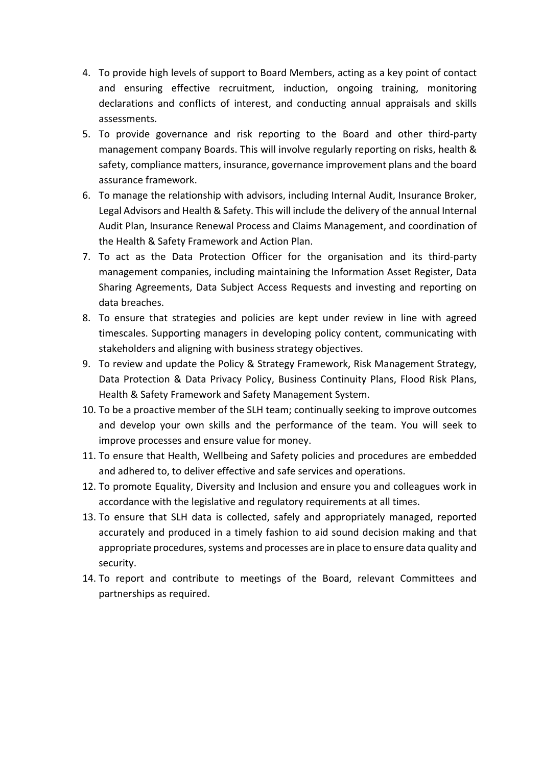4. To provide high levels of support to Board Members, acting as a key point of contact and ensuring effective recruitment, induction, ongoing training, monitoring declarations and conflicts of interest, and conducting annual appraisals and skills assessments.
5. To provide governance and risk reporting to the Board and other third-party management company Boards. This will involve regularly reporting on risks, health & safety, compliance matters, insurance, governance improvement plans and the board assurance framework.
6. To manage the relationship with advisors, including Internal Audit, Insurance Broker, Legal Advisors and Health & Safety. This will include the delivery of the annual Internal Audit Plan, Insurance Renewal Process and Claims Management, and coordination of the Health & Safety Framework and Action Plan.
7. To act as the Data Protection Officer for the organisation and its third-party management companies, including maintaining the Information Asset Register, Data Sharing Agreements, Data Subject Access Requests and investing and reporting on data breaches.
8. To ensure that strategies and policies are kept under review in line with agreed timescales. Supporting managers in developing policy content, communicating with stakeholders and aligning with business strategy objectives.
9. To review and update the Policy & Strategy Framework, Risk Management Strategy, Data Protection & Data Privacy Policy, Business Continuity Plans, Flood Risk Plans, Health & Safety Framework and Safety Management System.
10. To be a proactive member of the SLH team; continually seeking to improve outcomes and develop your own skills and the performance of the team. You will seek to improve processes and ensure value for money.
11. To ensure that Health, Wellbeing and Safety policies and procedures are embedded and adhered to, to deliver effective and safe services and operations.
12. To promote Equality, Diversity and Inclusion and ensure you and colleagues work in accordance with the legislative and regulatory requirements at all times.
13. To ensure that SLH data is collected, safely and appropriately managed, reported accurately and produced in a timely fashion to aid sound decision making and that appropriate procedures, systems and processes are in place to ensure data quality and security.
14. To report and contribute to meetings of the Board, relevant Committees and partnerships as required.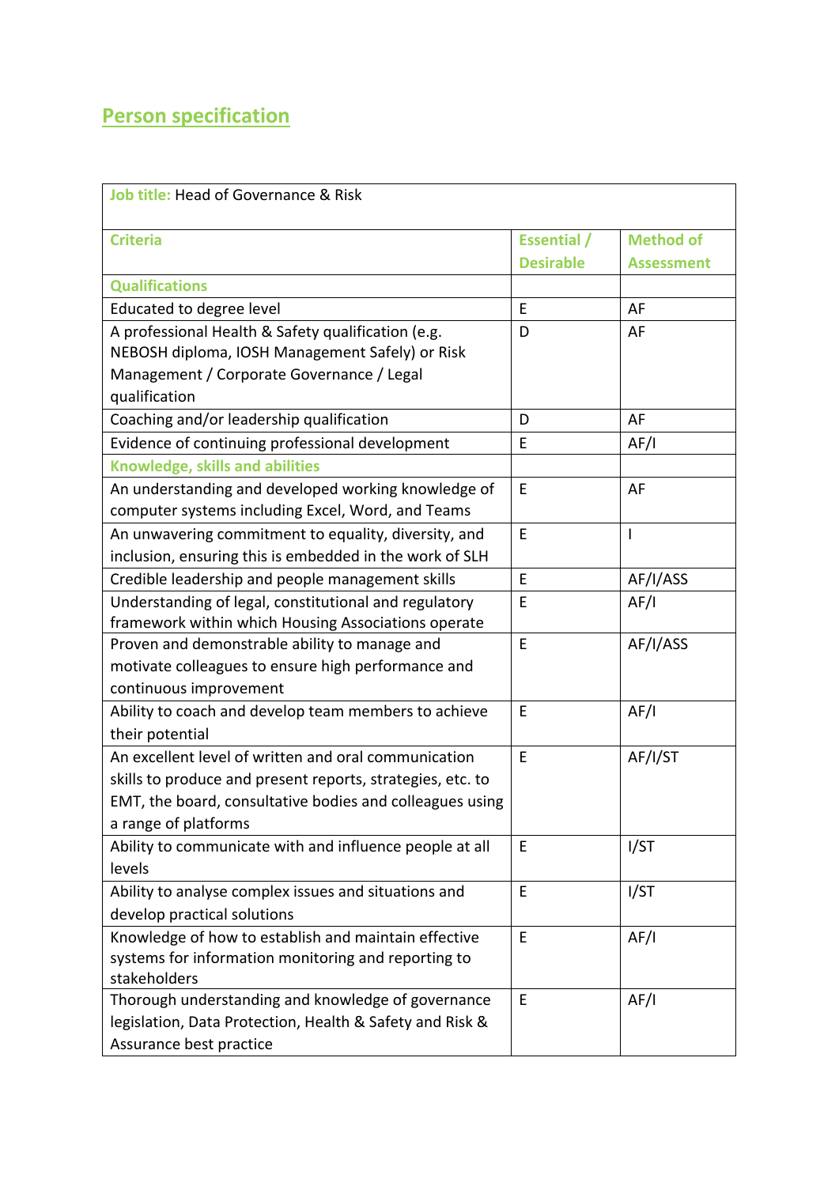## Person specification

| Job title: Head of Governance & Risk | | |
|---|---|---|
| **Criteria** | **Essential / Desirable** | **Method of Assessment** |
| **Qualifications** | | |
| Educated to degree level | E | AF |
| A professional Health & Safety qualification (e.g. NEBOSH diploma, IOSH Management Safely) or Risk Management / Corporate Governance / Legal qualification | D | AF |
| Coaching and/or leadership qualification | D | AF |
| Evidence of continuing professional development | E | AF/I |
| **Knowledge, skills and abilities** | | |
| An understanding and developed working knowledge of computer systems including Excel, Word, and Teams | E | AF |
| An unwavering commitment to equality, diversity, and inclusion, ensuring this is embedded in the work of SLH | E | I |
| Credible leadership and people management skills | E | AF/I/ASS |
| Understanding of legal, constitutional and regulatory framework within which Housing Associations operate | E | AF/I |
| Proven and demonstrable ability to manage and motivate colleagues to ensure high performance and continuous improvement | E | AF/I/ASS |
| Ability to coach and develop team members to achieve their potential | E | AF/I |
| An excellent level of written and oral communication skills to produce and present reports, strategies, etc. to EMT, the board, consultative bodies and colleagues using a range of platforms | E | AF/I/ST |
| Ability to communicate with and influence people at all levels | E | I/ST |
| Ability to analyse complex issues and situations and develop practical solutions | E | I/ST |
| Knowledge of how to establish and maintain effective systems for information monitoring and reporting to stakeholders | E | AF/I |
| Thorough understanding and knowledge of governance legislation, Data Protection, Health & Safety and Risk & Assurance best practice | E | AF/I |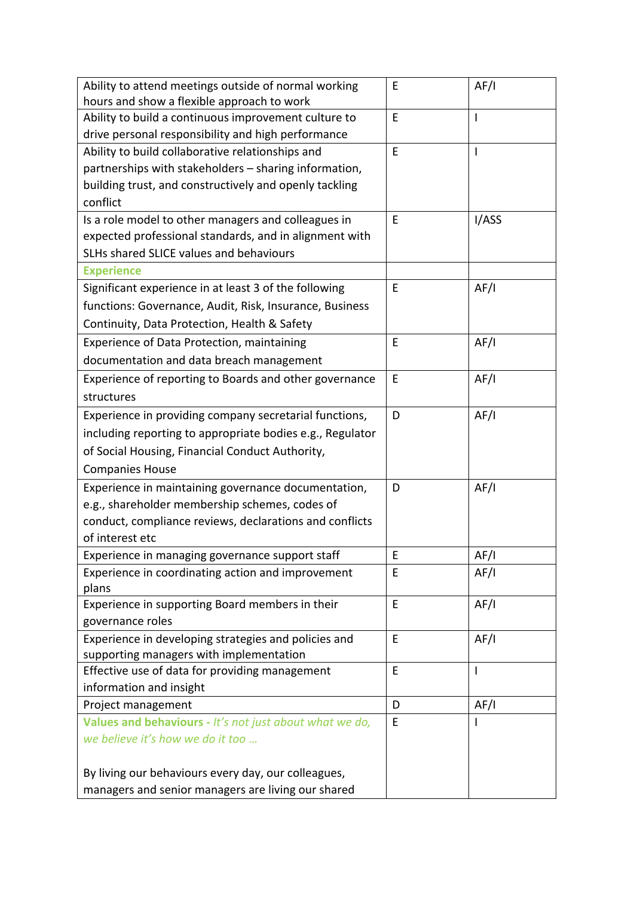| | | |
|---|---|---|
| Ability to attend meetings outside of normal working hours and show a flexible approach to work | E | AF/I |
| Ability to build a continuous improvement culture to drive personal responsibility and high performance | E | I |
| Ability to build collaborative relationships and partnerships with stakeholders – sharing information, building trust, and constructively and openly tackling conflict | E | I |
| Is a role model to other managers and colleagues in expected professional standards, and in alignment with SLHs shared SLICE values and behaviours | E | I/ASS |
| **Experience** | | |
| Significant experience in at least 3 of the following functions: Governance, Audit, Risk, Insurance, Business Continuity, Data Protection, Health & Safety | E | AF/I |
| Experience of Data Protection, maintaining documentation and data breach management | E | AF/I |
| Experience of reporting to Boards and other governance structures | E | AF/I |
| Experience in providing company secretarial functions, including reporting to appropriate bodies e.g., Regulator of Social Housing, Financial Conduct Authority, Companies House | D | AF/I |
| Experience in maintaining governance documentation, e.g., shareholder membership schemes, codes of conduct, compliance reviews, declarations and conflicts of interest etc | D | AF/I |
| Experience in managing governance support staff | E | AF/I |
| Experience in coordinating action and improvement plans | E | AF/I |
| Experience in supporting Board members in their governance roles | E | AF/I |
| Experience in developing strategies and policies and supporting managers with implementation | E | AF/I |
| Effective use of data for providing management information and insight | E | I |
| Project management | D | AF/I |
| **Values and behaviours** - *It's not just about what we do, we believe it's how we do it too …*<br><br>By living our behaviours every day, our colleagues, managers and senior managers are living our shared | E | I |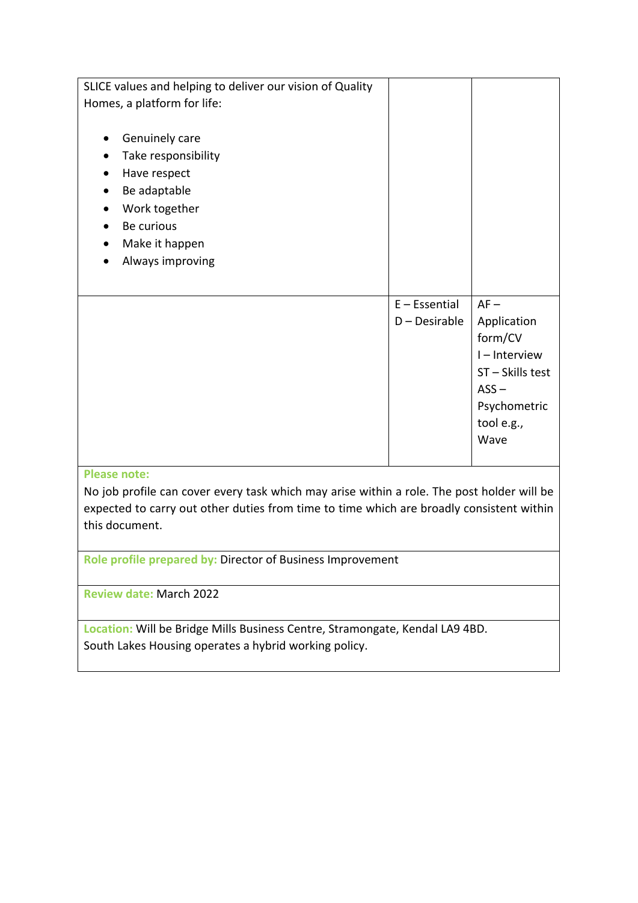| | | |
|---|---|---|
| SLICE values and helping to deliver our vision of Quality Homes, a platform for life:<br><br>• Genuinely care<br>• Take responsibility<br>• Have respect<br>• Be adaptable<br>• Work together<br>• Be curious<br>• Make it happen<br>• Always improving | | |
| | E – Essential<br>D – Desirable | AF – Application form/CV<br>I – Interview<br>ST – Skills test<br>ASS – Psychometric tool e.g., Wave |

**Please note:**
No job profile can cover every task which may arise within a role. The post holder will be expected to carry out other duties from time to time which are broadly consistent within this document.

**Role profile prepared by:** Director of Business Improvement

**Review date:** March 2022

**Location:** Will be Bridge Mills Business Centre, Stramongate, Kendal LA9 4BD.
South Lakes Housing operates a hybrid working policy.